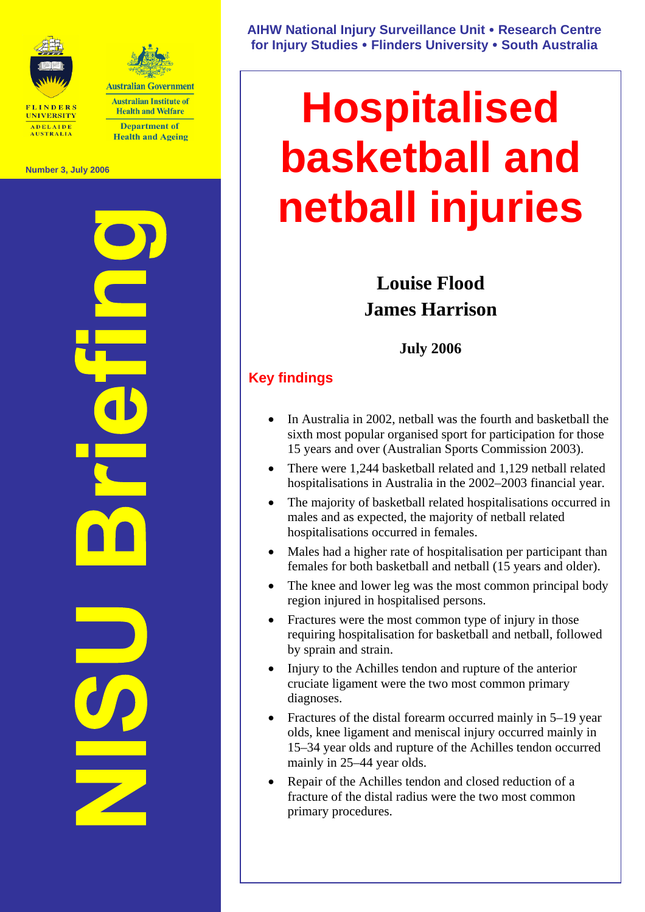Flinders University Adelaide Australia

Australian Government
Australian Institute of Health and Welfare
Department of Health and Ageing

Number 3, July 2006

NISU Briefing

AIHW National Injury Surveillance Unit • Research Centre for Injury Studies • Flinders University • South Australia

# Hospitalised basketball and netball injuries

**Louise Flood**
**James Harrison**

**July 2006**

## Key findings

- In Australia in 2002, netball was the fourth and basketball the sixth most popular organised sport for participation for those 15 years and over (Australian Sports Commission 2003).
- There were 1,244 basketball related and 1,129 netball related hospitalisations in Australia in the 2002–2003 financial year.
- The majority of basketball related hospitalisations occurred in males and as expected, the majority of netball related hospitalisations occurred in females.
- Males had a higher rate of hospitalisation per participant than females for both basketball and netball (15 years and older).
- The knee and lower leg was the most common principal body region injured in hospitalised persons.
- Fractures were the most common type of injury in those requiring hospitalisation for basketball and netball, followed by sprain and strain.
- Injury to the Achilles tendon and rupture of the anterior cruciate ligament were the two most common primary diagnoses.
- Fractures of the distal forearm occurred mainly in 5–19 year olds, knee ligament and meniscal injury occurred mainly in 15–34 year olds and rupture of the Achilles tendon occurred mainly in 25–44 year olds.
- Repair of the Achilles tendon and closed reduction of a fracture of the distal radius were the two most common primary procedures.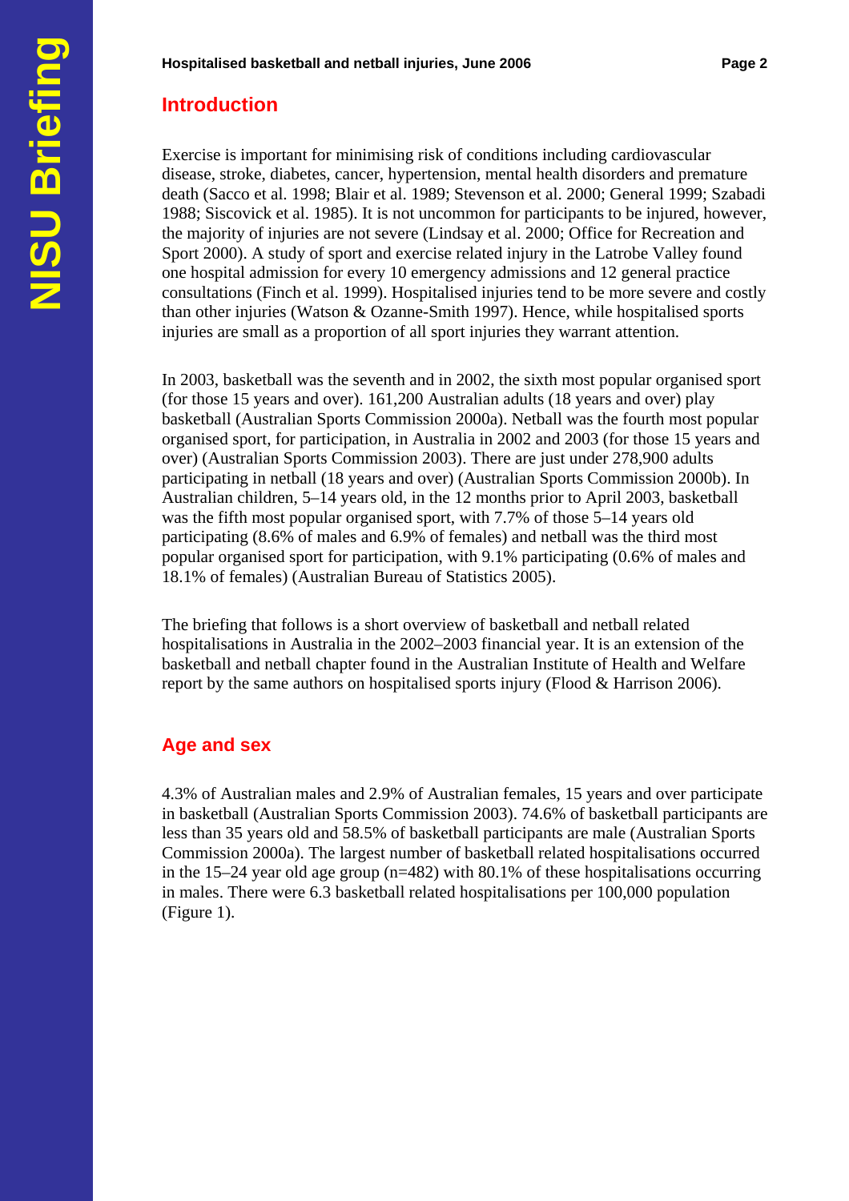## Introduction

Exercise is important for minimising risk of conditions including cardiovascular disease, stroke, diabetes, cancer, hypertension, mental health disorders and premature death (Sacco et al. 1998; Blair et al. 1989; Stevenson et al. 2000; General 1999; Szabadi 1988; Siscovick et al. 1985). It is not uncommon for participants to be injured, however, the majority of injuries are not severe (Lindsay et al. 2000; Office for Recreation and Sport 2000). A study of sport and exercise related injury in the Latrobe Valley found one hospital admission for every 10 emergency admissions and 12 general practice consultations (Finch et al. 1999). Hospitalised injuries tend to be more severe and costly than other injuries (Watson & Ozanne-Smith 1997). Hence, while hospitalised sports injuries are small as a proportion of all sport injuries they warrant attention.

In 2003, basketball was the seventh and in 2002, the sixth most popular organised sport (for those 15 years and over). 161,200 Australian adults (18 years and over) play basketball (Australian Sports Commission 2000a). Netball was the fourth most popular organised sport, for participation, in Australia in 2002 and 2003 (for those 15 years and over) (Australian Sports Commission 2003). There are just under 278,900 adults participating in netball (18 years and over) (Australian Sports Commission 2000b). In Australian children, 5–14 years old, in the 12 months prior to April 2003, basketball was the fifth most popular organised sport, with 7.7% of those 5–14 years old participating (8.6% of males and 6.9% of females) and netball was the third most popular organised sport for participation, with 9.1% participating (0.6% of males and 18.1% of females) (Australian Bureau of Statistics 2005).

The briefing that follows is a short overview of basketball and netball related hospitalisations in Australia in the 2002–2003 financial year. It is an extension of the basketball and netball chapter found in the Australian Institute of Health and Welfare report by the same authors on hospitalised sports injury (Flood & Harrison 2006).

## Age and sex

4.3% of Australian males and 2.9% of Australian females, 15 years and over participate in basketball (Australian Sports Commission 2003). 74.6% of basketball participants are less than 35 years old and 58.5% of basketball participants are male (Australian Sports Commission 2000a). The largest number of basketball related hospitalisations occurred in the 15–24 year old age group (n=482) with 80.1% of these hospitalisations occurring in males. There were 6.3 basketball related hospitalisations per 100,000 population (Figure 1).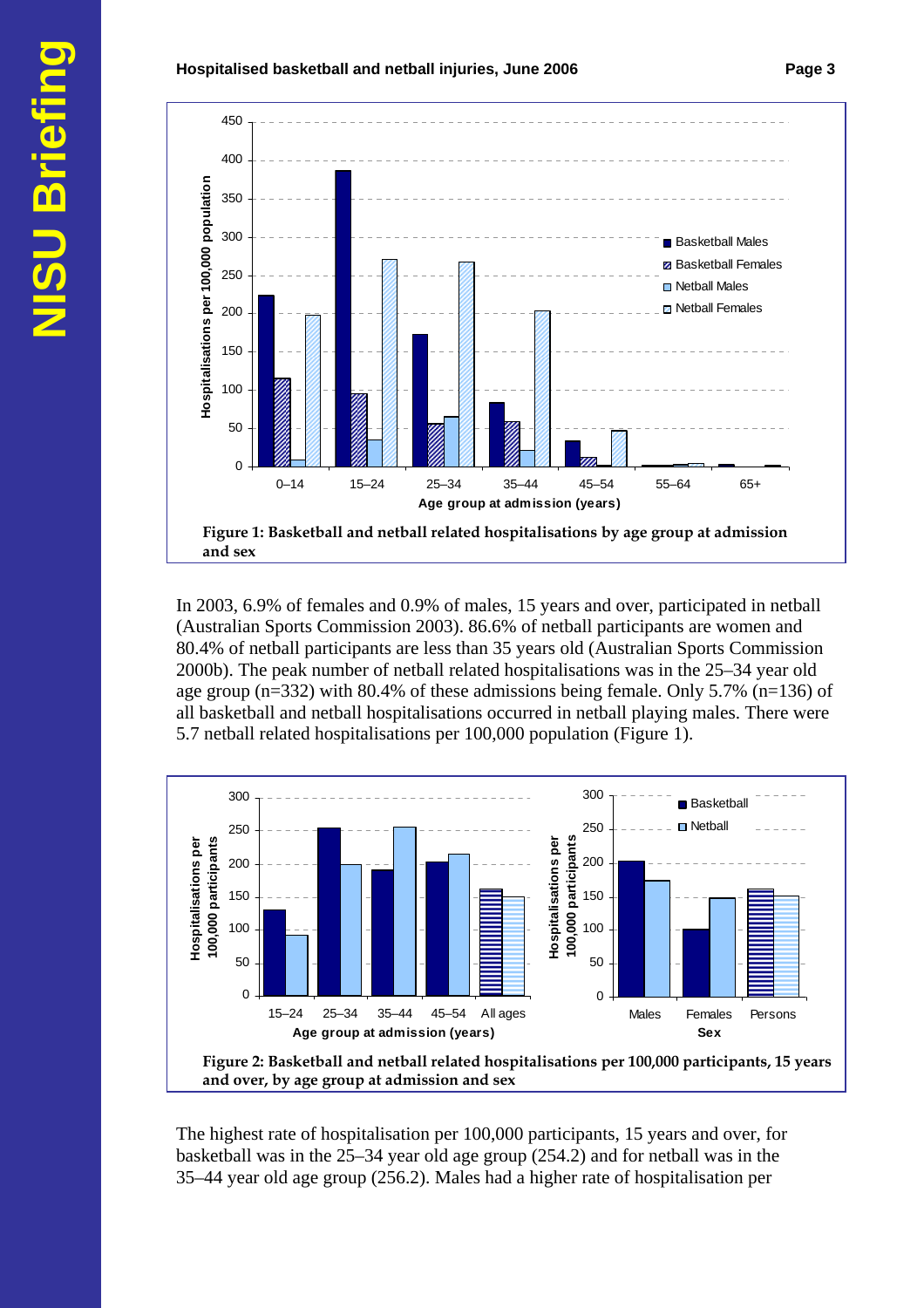450
400
350
300
250
200
150
100
50
0

Hospitalisations per 100,000 population

0–14
15–24
25–34
35–44
45–54
55–64
65+

Age group at admission (years)

Basketball Males
Basketball Females
Netball Males
Netball Females

**Figure 1: Basketball and netball related hospitalisations by age group at admission and sex**

In 2003, 6.9% of females and 0.9% of males, 15 years and over, participated in netball (Australian Sports Commission 2003). 86.6% of netball participants are women and 80.4% of netball participants are less than 35 years old (Australian Sports Commission 2000b). The peak number of netball related hospitalisations was in the 25–34 year old age group (n=332) with 80.4% of these admissions being female. Only 5.7% (n=136) of all basketball and netball hospitalisations occurred in netball playing males. There were 5.7 netball related hospitalisations per 100,000 population (Figure 1).

300
250
200
150
100
50
0

Hospitalisations per 100,000 participants

15–24
25–34
35–44
45–54
All ages

Age group at admission (years)

300
250
200
150
100
50
0

Hospitalisations per 100,000 participants

Basketball
Netball

Males
Females
Persons

Sex

**Figure 2: Basketball and netball related hospitalisations per 100,000 participants, 15 years and over, by age group at admission and sex**

The highest rate of hospitalisation per 100,000 participants, 15 years and over, for basketball was in the 25–34 year old age group (254.2) and for netball was in the 35–44 year old age group (256.2). Males had a higher rate of hospitalisation per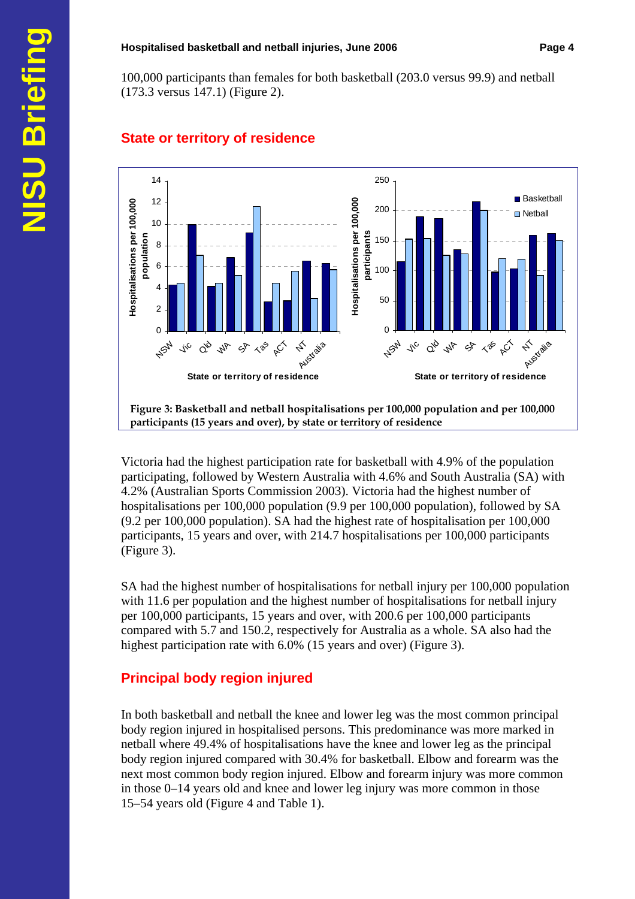100,000 participants than females for both basketball (203.0 versus 99.9) and netball (173.3 versus 147.1) (Figure 2).

## State or territory of residence

Hospitalisations per 100,000 population

14
12
10
8
6
4
2
0

NSW Vic Qld WA SA Tas ACT NT Australia

State or territory of residence

Hospitalisations per 100,000 participants

250
200
150
100
50
0

Basketball
Netball

NSW Vic Qld WA SA Tas ACT NT Australia

State or territory of residence

**Figure 3: Basketball and netball hospitalisations per 100,000 population and per 100,000 participants (15 years and over), by state or territory of residence**

Victoria had the highest participation rate for basketball with 4.9% of the population participating, followed by Western Australia with 4.6% and South Australia (SA) with 4.2% (Australian Sports Commission 2003). Victoria had the highest number of hospitalisations per 100,000 population (9.9 per 100,000 population), followed by SA (9.2 per 100,000 population). SA had the highest rate of hospitalisation per 100,000 participants, 15 years and over, with 214.7 hospitalisations per 100,000 participants (Figure 3).

SA had the highest number of hospitalisations for netball injury per 100,000 population with 11.6 per population and the highest number of hospitalisations for netball injury per 100,000 participants, 15 years and over, with 200.6 per 100,000 participants compared with 5.7 and 150.2, respectively for Australia as a whole. SA also had the highest participation rate with 6.0% (15 years and over) (Figure 3).

## Principal body region injured

In both basketball and netball the knee and lower leg was the most common principal body region injured in hospitalised persons. This predominance was more marked in netball where 49.4% of hospitalisations have the knee and lower leg as the principal body region injured compared with 30.4% for basketball. Elbow and forearm was the next most common body region injured. Elbow and forearm injury was more common in those 0–14 years old and knee and lower leg injury was more common in those 15–54 years old (Figure 4 and Table 1).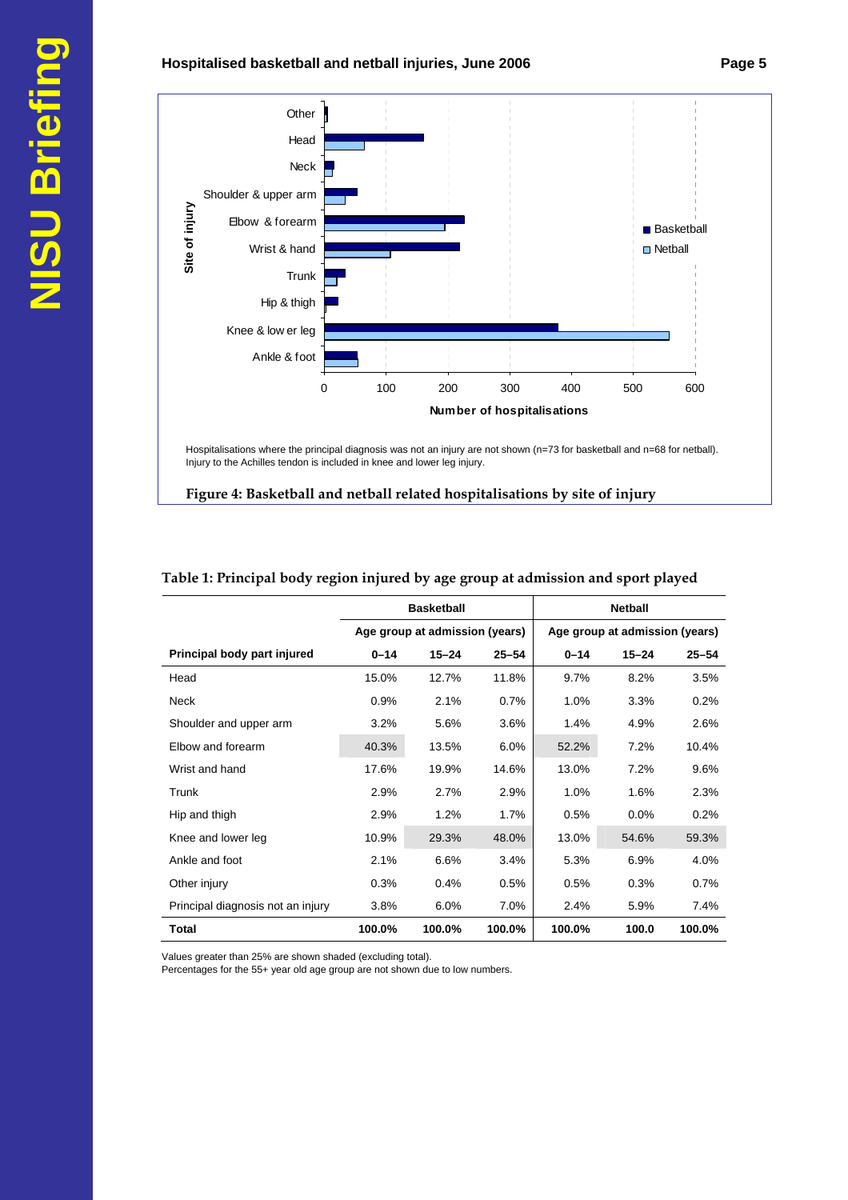Other
Head
Neck
Shoulder & upper arm
Elbow & forearm
Wrist & hand
Trunk
Hip & thigh
Knee & lower leg
Ankle & foot

Site of injury

0 100 200 300 400 500 600

Number of hospitalisations

Basketball
Netball

Hospitalisations where the principal diagnosis was not an injury are not shown (n=73 for basketball and n=68 for netball). Injury to the Achilles tendon is included in knee and lower leg injury.

**Figure 4: Basketball and netball related hospitalisations by site of injury**

**Table 1: Principal body region injured by age group at admission and sport played**

| | Basketball | | | Netball | | |
|---|---|---|---|---|---|---|
| | Age group at admission (years) | | | Age group at admission (years) | | |
| **Principal body part injured** | **0–14** | **15–24** | **25–54** | **0–14** | **15–24** | **25–54** |
| Head | 15.0% | 12.7% | 11.8% | 9.7% | 8.2% | 3.5% |
| Neck | 0.9% | 2.1% | 0.7% | 1.0% | 3.3% | 0.2% |
| Shoulder and upper arm | 3.2% | 5.6% | 3.6% | 1.4% | 4.9% | 2.6% |
| Elbow and forearm | 40.3% | 13.5% | 6.0% | 52.2% | 7.2% | 10.4% |
| Wrist and hand | 17.6% | 19.9% | 14.6% | 13.0% | 7.2% | 9.6% |
| Trunk | 2.9% | 2.7% | 2.9% | 1.0% | 1.6% | 2.3% |
| Hip and thigh | 2.9% | 1.2% | 1.7% | 0.5% | 0.0% | 0.2% |
| Knee and lower leg | 10.9% | 29.3% | 48.0% | 13.0% | 54.6% | 59.3% |
| Ankle and foot | 2.1% | 6.6% | 3.4% | 5.3% | 6.9% | 4.0% |
| Other injury | 0.3% | 0.4% | 0.5% | 0.5% | 0.3% | 0.7% |
| Principal diagnosis not an injury | 3.8% | 6.0% | 7.0% | 2.4% | 5.9% | 7.4% |
| **Total** | **100.0%** | **100.0%** | **100.0%** | **100.0%** | **100.0** | **100.0%** |

Values greater than 25% are shown shaded (excluding total).
Percentages for the 55+ year old age group are not shown due to low numbers.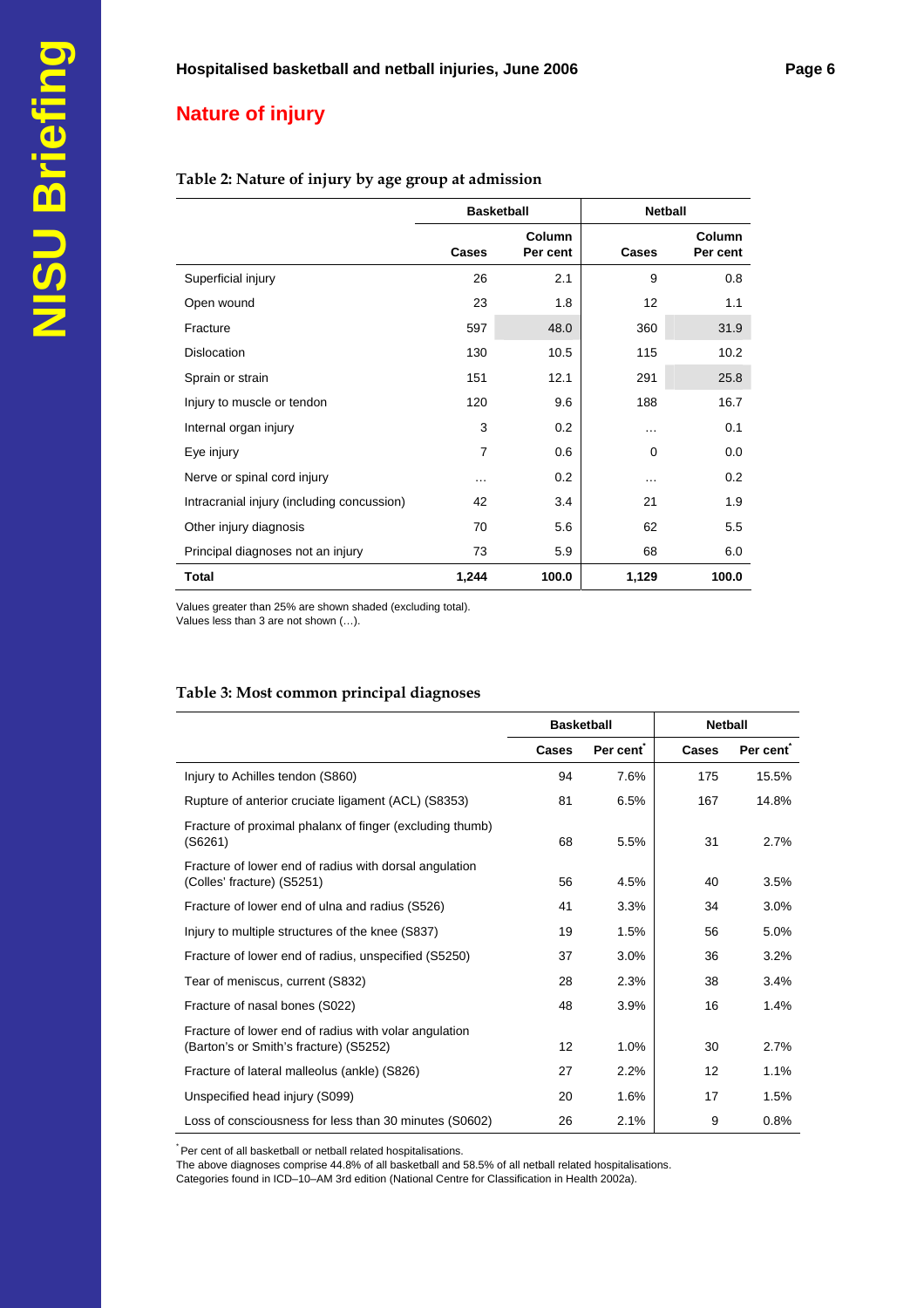## Nature of injury

**Table 2: Nature of injury by age group at admission**

| | Basketball | | Netball | |
|---|---|---|---|---|
| | Cases | Column Per cent | Cases | Column Per cent |
| Superficial injury | 26 | 2.1 | 9 | 0.8 |
| Open wound | 23 | 1.8 | 12 | 1.1 |
| Fracture | 597 | 48.0 | 360 | 31.9 |
| Dislocation | 130 | 10.5 | 115 | 10.2 |
| Sprain or strain | 151 | 12.1 | 291 | 25.8 |
| Injury to muscle or tendon | 120 | 9.6 | 188 | 16.7 |
| Internal organ injury | 3 | 0.2 | … | 0.1 |
| Eye injury | 7 | 0.6 | 0 | 0.0 |
| Nerve or spinal cord injury | … | 0.2 | … | 0.2 |
| Intracranial injury (including concussion) | 42 | 3.4 | 21 | 1.9 |
| Other injury diagnosis | 70 | 5.6 | 62 | 5.5 |
| Principal diagnoses not an injury | 73 | 5.9 | 68 | 6.0 |
| **Total** | **1,244** | **100.0** | **1,129** | **100.0** |

Values greater than 25% are shown shaded (excluding total).
Values less than 3 are not shown (…).

**Table 3: Most common principal diagnoses**

| | Basketball | | Netball | |
|---|---|---|---|---|
| | Cases | Per cent* | Cases | Per cent* |
| Injury to Achilles tendon (S860) | 94 | 7.6% | 175 | 15.5% |
| Rupture of anterior cruciate ligament (ACL) (S8353) | 81 | 6.5% | 167 | 14.8% |
| Fracture of proximal phalanx of finger (excluding thumb) (S6261) | 68 | 5.5% | 31 | 2.7% |
| Fracture of lower end of radius with dorsal angulation (Colles' fracture) (S5251) | 56 | 4.5% | 40 | 3.5% |
| Fracture of lower end of ulna and radius (S526) | 41 | 3.3% | 34 | 3.0% |
| Injury to multiple structures of the knee (S837) | 19 | 1.5% | 56 | 5.0% |
| Fracture of lower end of radius, unspecified (S5250) | 37 | 3.0% | 36 | 3.2% |
| Tear of meniscus, current (S832) | 28 | 2.3% | 38 | 3.4% |
| Fracture of nasal bones (S022) | 48 | 3.9% | 16 | 1.4% |
| Fracture of lower end of radius with volar angulation (Barton's or Smith's fracture) (S5252) | 12 | 1.0% | 30 | 2.7% |
| Fracture of lateral malleolus (ankle) (S826) | 27 | 2.2% | 12 | 1.1% |
| Unspecified head injury (S099) | 20 | 1.6% | 17 | 1.5% |
| Loss of consciousness for less than 30 minutes (S0602) | 26 | 2.1% | 9 | 0.8% |

* Per cent of all basketball or netball related hospitalisations.
The above diagnoses comprise 44.8% of all basketball and 58.5% of all netball related hospitalisations.
Categories found in ICD–10–AM 3rd edition (National Centre for Classification in Health 2002a).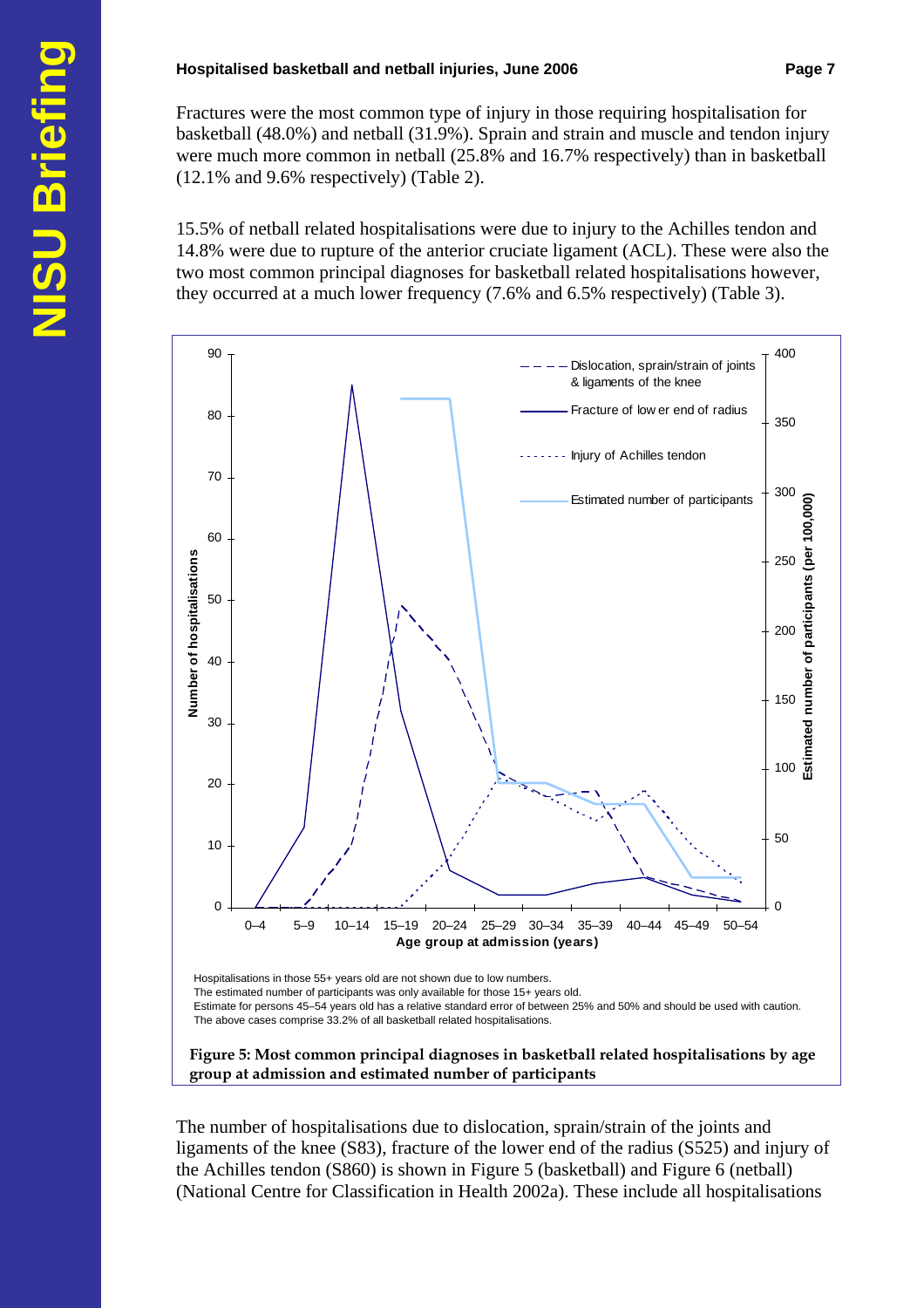Fractures were the most common type of injury in those requiring hospitalisation for basketball (48.0%) and netball (31.9%). Sprain and strain and muscle and tendon injury were much more common in netball (25.8% and 16.7% respectively) than in basketball (12.1% and 9.6% respectively) (Table 2).

15.5% of netball related hospitalisations were due to injury to the Achilles tendon and 14.8% were due to rupture of the anterior cruciate ligament (ACL). These were also the two most common principal diagnoses for basketball related hospitalisations however, they occurred at a much lower frequency (7.6% and 6.5% respectively) (Table 3).

Number of hospitalisations

90
80
70
60
50
40
30
20
10
0

Estimated number of participants (per 100,000)

400
350
300
250
200
150
100
50
0

Dislocation, sprain/strain of joints & ligaments of the knee

Fracture of low er end of radius

Injury of Achilles tendon

Estimated number of participants

0–4 5–9 10–14 15–19 20–24 25–29 30–34 35–39 40–44 45–49 50–54

Age group at admission (years)

Hospitalisations in those 55+ years old are not shown due to low numbers.
The estimated number of participants was only available for those 15+ years old.
Estimate for persons 45–54 years old has a relative standard error of between 25% and 50% and should be used with caution.
The above cases comprise 33.2% of all basketball related hospitalisations.

**Figure 5: Most common principal diagnoses in basketball related hospitalisations by age group at admission and estimated number of participants**

The number of hospitalisations due to dislocation, sprain/strain of the joints and ligaments of the knee (S83), fracture of the lower end of the radius (S525) and injury of the Achilles tendon (S860) is shown in Figure 5 (basketball) and Figure 6 (netball) (National Centre for Classification in Health 2002a). These include all hospitalisations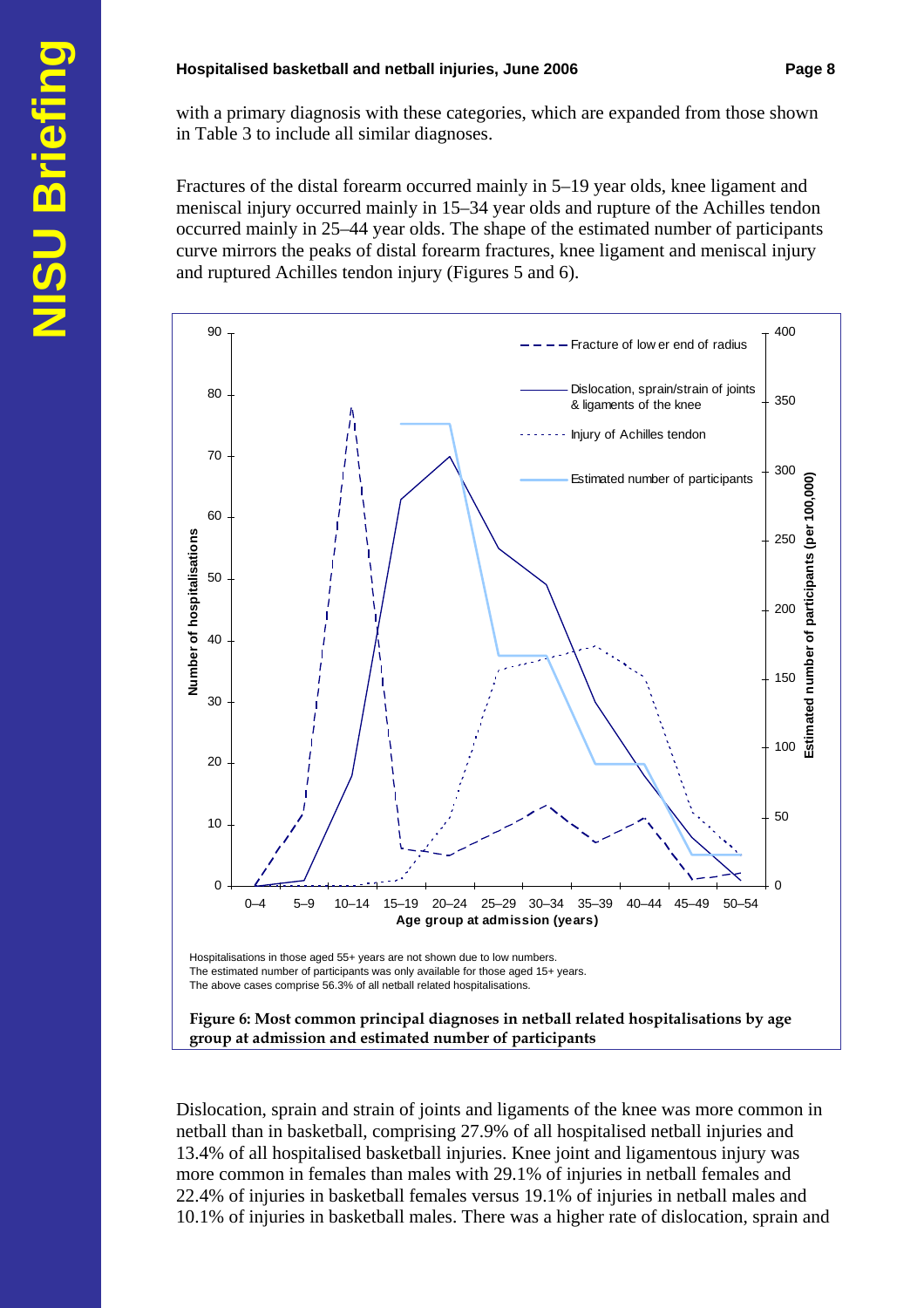with a primary diagnosis with these categories, which are expanded from those shown in Table 3 to include all similar diagnoses.

Fractures of the distal forearm occurred mainly in 5–19 year olds, knee ligament and meniscal injury occurred mainly in 15–34 year olds and rupture of the Achilles tendon occurred mainly in 25–44 year olds. The shape of the estimated number of participants curve mirrors the peaks of distal forearm fractures, knee ligament and meniscal injury and ruptured Achilles tendon injury (Figures 5 and 6).

Fracture of low er end of radius
Dislocation, sprain/strain of joints & ligaments of the knee
Injury of Achilles tendon
Estimated number of participants

Number of hospitalisations
0
10
20
30
40
50
60
70
80
90

Estimated number of participants (per 100,000)
0
50
100
150
200
250
300
350
400

Age group at admission (years)
0–4
5–9
10–14
15–19
20–24
25–29
30–34
35–39
40–44
45–49
50–54

Hospitalisations in those aged 55+ years are not shown due to low numbers.
The estimated number of participants was only available for those aged 15+ years.
The above cases comprise 56.3% of all netball related hospitalisations.

**Figure 6: Most common principal diagnoses in netball related hospitalisations by age group at admission and estimated number of participants**

Dislocation, sprain and strain of joints and ligaments of the knee was more common in netball than in basketball, comprising 27.9% of all hospitalised netball injuries and 13.4% of all hospitalised basketball injuries. Knee joint and ligamentous injury was more common in females than males with 29.1% of injuries in netball females and 22.4% of injuries in basketball females versus 19.1% of injuries in netball males and 10.1% of injuries in basketball males. There was a higher rate of dislocation, sprain and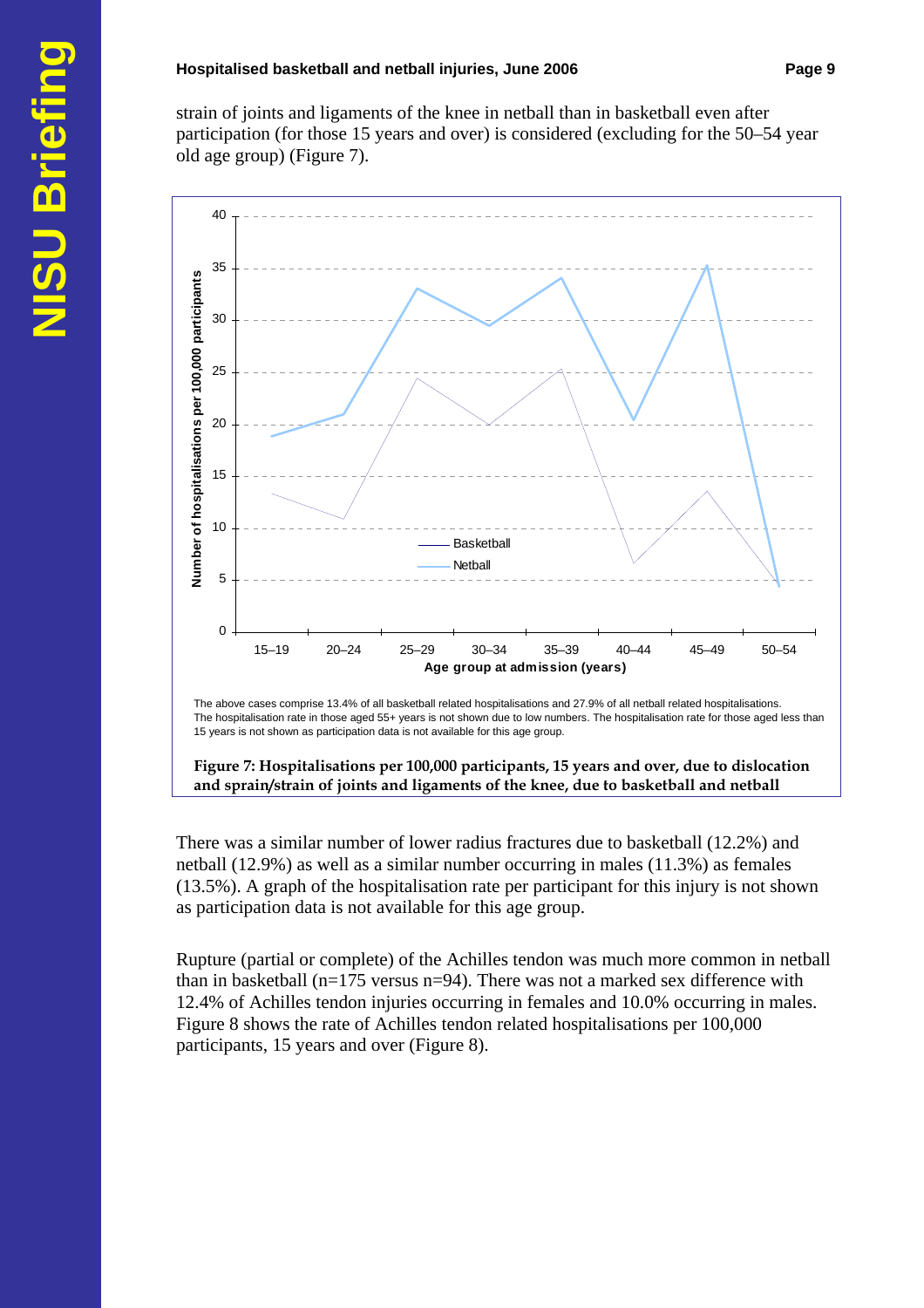strain of joints and ligaments of the knee in netball than in basketball even after participation (for those 15 years and over) is considered (excluding for the 50–54 year old age group) (Figure 7).

Number of hospitalisations per 100,000 participants

40
35
30
25
20
15
10
5
0

Basketball
Netball

15–19
20–24
25–29
30–34
35–39
40–44
45–49
50–54

Age group at admission (years)

The above cases comprise 13.4% of all basketball related hospitalisations and 27.9% of all netball related hospitalisations. The hospitalisation rate in those aged 55+ years is not shown due to low numbers. The hospitalisation rate for those aged less than 15 years is not shown as participation data is not available for this age group.

**Figure 7: Hospitalisations per 100,000 participants, 15 years and over, due to dislocation and sprain/strain of joints and ligaments of the knee, due to basketball and netball**

There was a similar number of lower radius fractures due to basketball (12.2%) and netball (12.9%) as well as a similar number occurring in males (11.3%) as females (13.5%). A graph of the hospitalisation rate per participant for this injury is not shown as participation data is not available for this age group.

Rupture (partial or complete) of the Achilles tendon was much more common in netball than in basketball (n=175 versus n=94). There was not a marked sex difference with 12.4% of Achilles tendon injuries occurring in females and 10.0% occurring in males. Figure 8 shows the rate of Achilles tendon related hospitalisations per 100,000 participants, 15 years and over (Figure 8).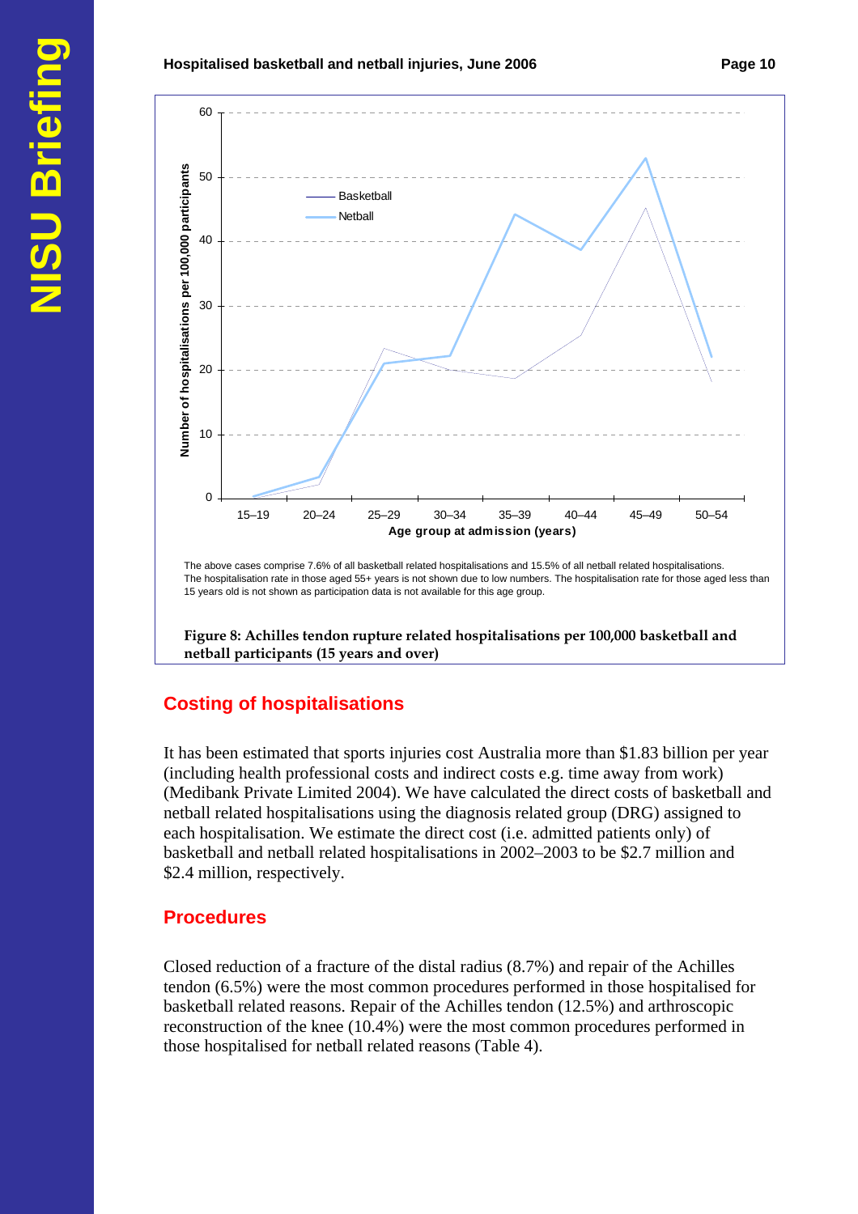60
50
40
30
20
10
0

Number of hospitalisations per 100,000 participants

Basketball
Netball

15–19
20–24
25–29
30–34
35–39
40–44
45–49
50–54

Age group at admission (years)

The above cases comprise 7.6% of all basketball related hospitalisations and 15.5% of all netball related hospitalisations.
The hospitalisation rate in those aged 55+ years is not shown due to low numbers. The hospitalisation rate for those aged less than 15 years old is not shown as participation data is not available for this age group.

**Figure 8: Achilles tendon rupture related hospitalisations per 100,000 basketball and netball participants (15 years and over)**

## Costing of hospitalisations

It has been estimated that sports injuries cost Australia more than $1.83 billion per year (including health professional costs and indirect costs e.g. time away from work) (Medibank Private Limited 2004). We have calculated the direct costs of basketball and netball related hospitalisations using the diagnosis related group (DRG) assigned to each hospitalisation. We estimate the direct cost (i.e. admitted patients only) of basketball and netball related hospitalisations in 2002–2003 to be $2.7 million and $2.4 million, respectively.

## Procedures

Closed reduction of a fracture of the distal radius (8.7%) and repair of the Achilles tendon (6.5%) were the most common procedures performed in those hospitalised for basketball related reasons. Repair of the Achilles tendon (12.5%) and arthroscopic reconstruction of the knee (10.4%) were the most common procedures performed in those hospitalised for netball related reasons (Table 4).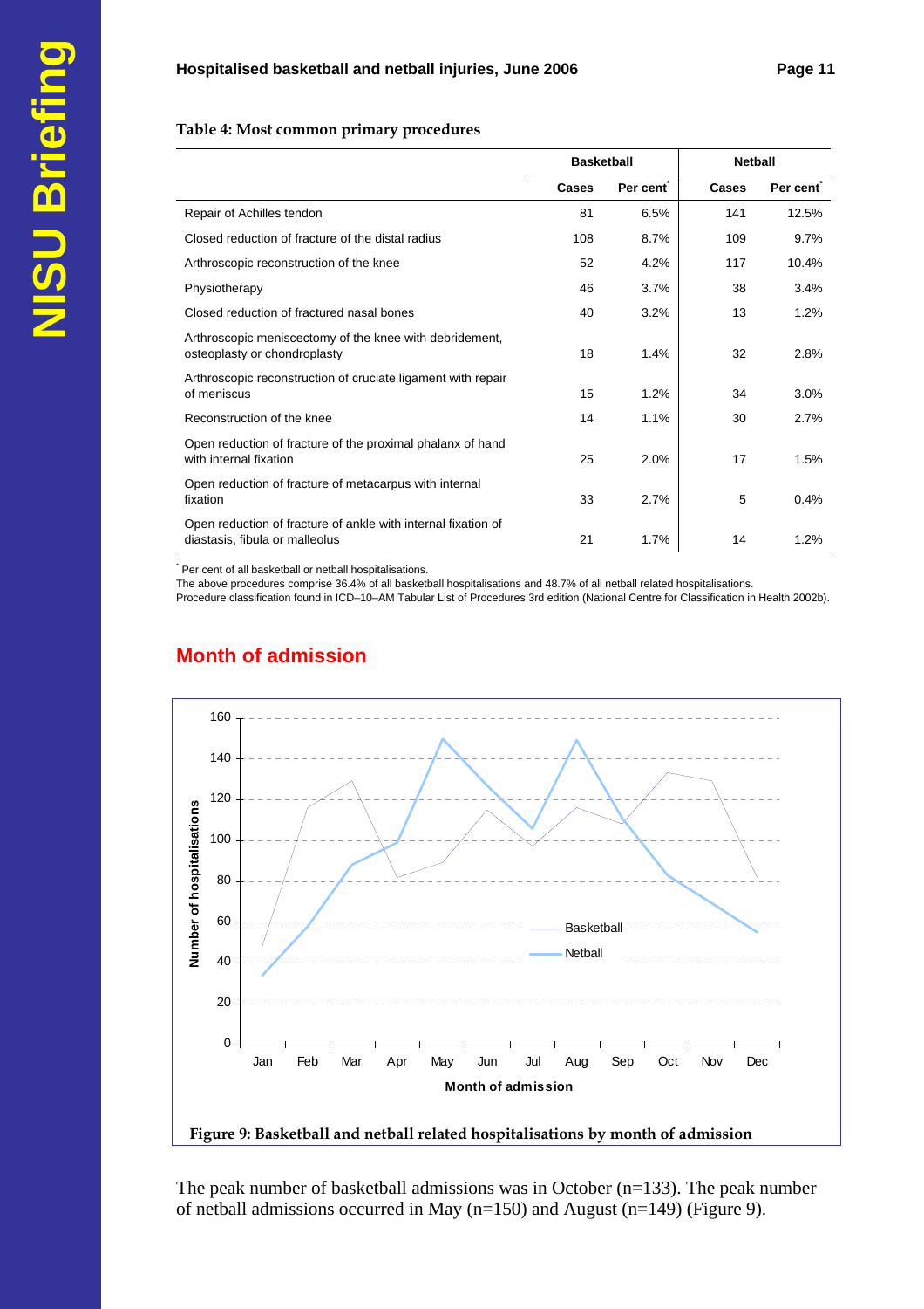**Table 4: Most common primary procedures**

| | Basketball | | Netball | |
|---|---|---|---|---|
| | Cases | Per cent* | Cases | Per cent* |
| Repair of Achilles tendon | 81 | 6.5% | 141 | 12.5% |
| Closed reduction of fracture of the distal radius | 108 | 8.7% | 109 | 9.7% |
| Arthroscopic reconstruction of the knee | 52 | 4.2% | 117 | 10.4% |
| Physiotherapy | 46 | 3.7% | 38 | 3.4% |
| Closed reduction of fractured nasal bones | 40 | 3.2% | 13 | 1.2% |
| Arthroscopic meniscectomy of the knee with debridement, osteoplasty or chondroplasty | 18 | 1.4% | 32 | 2.8% |
| Arthroscopic reconstruction of cruciate ligament with repair of meniscus | 15 | 1.2% | 34 | 3.0% |
| Reconstruction of the knee | 14 | 1.1% | 30 | 2.7% |
| Open reduction of fracture of the proximal phalanx of hand with internal fixation | 25 | 2.0% | 17 | 1.5% |
| Open reduction of fracture of metacarpus with internal fixation | 33 | 2.7% | 5 | 0.4% |
| Open reduction of fracture of ankle with internal fixation of diastasis, fibula or malleolus | 21 | 1.7% | 14 | 1.2% |

* Per cent of all basketball or netball hospitalisations.
The above procedures comprise 36.4% of all basketball hospitalisations and 48.7% of all netball related hospitalisations.
Procedure classification found in ICD–10–AM Tabular List of Procedures 3rd edition (National Centre for Classification in Health 2002b).

## Month of admission

160
140
120
100
80
60
40
20
0

Number of hospitalisations

Jan Feb Mar Apr May Jun Jul Aug Sep Oct Nov Dec

Month of admission

Basketball
Netball

**Figure 9: Basketball and netball related hospitalisations by month of admission**

The peak number of basketball admissions was in October (n=133). The peak number of netball admissions occurred in May (n=150) and August (n=149) (Figure 9).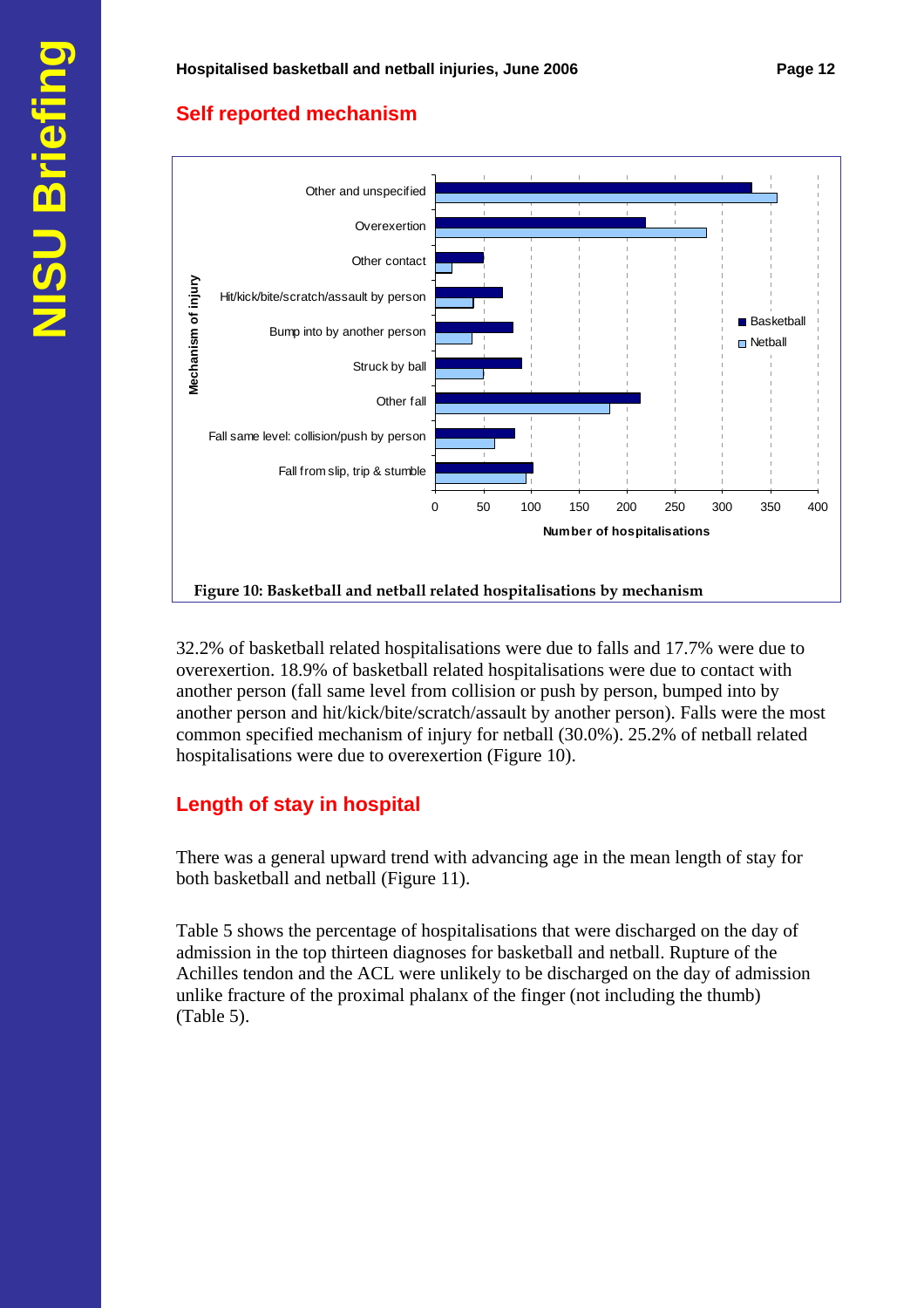## Self reported mechanism

Mechanism of injury

Other and unspecified
Overexertion
Other contact
Hit/kick/bite/scratch/assault by person
Bump into by another person
Struck by ball
Other fall
Fall same level: collision/push by person
Fall from slip, trip & stumble

0 50 100 150 200 250 300 350 400

Number of hospitalisations

Basketball
Netball

**Figure 10: Basketball and netball related hospitalisations by mechanism**

32.2% of basketball related hospitalisations were due to falls and 17.7% were due to overexertion. 18.9% of basketball related hospitalisations were due to contact with another person (fall same level from collision or push by person, bumped into by another person and hit/kick/bite/scratch/assault by another person). Falls were the most common specified mechanism of injury for netball (30.0%). 25.2% of netball related hospitalisations were due to overexertion (Figure 10).

## Length of stay in hospital

There was a general upward trend with advancing age in the mean length of stay for both basketball and netball (Figure 11).

Table 5 shows the percentage of hospitalisations that were discharged on the day of admission in the top thirteen diagnoses for basketball and netball. Rupture of the Achilles tendon and the ACL were unlikely to be discharged on the day of admission unlike fracture of the proximal phalanx of the finger (not including the thumb) (Table 5).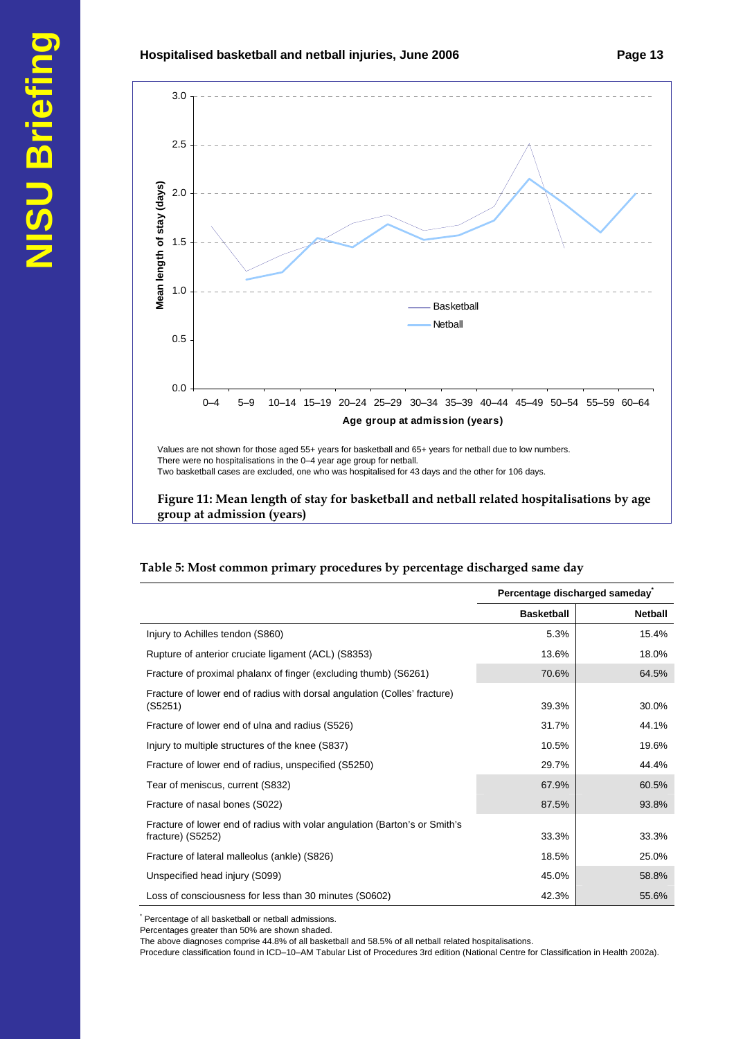3.0
2.5
2.0
1.5
1.0
0.5
0.0

Mean length of stay (days)

Basketball
Netball

0–4 5–9 10–14 15–19 20–24 25–29 30–34 35–39 40–44 45–49 50–54 55–59 60–64

Age group at admission (years)

Values are not shown for those aged 55+ years for basketball and 65+ years for netball due to low numbers.
There were no hospitalisations in the 0–4 year age group for netball.
Two basketball cases are excluded, one who was hospitalised for 43 days and the other for 106 days.

**Figure 11: Mean length of stay for basketball and netball related hospitalisations by age group at admission (years)**

**Table 5: Most common primary procedures by percentage discharged same day**

| | Percentage discharged sameday* | |
|---|---|---|
| | **Basketball** | **Netball** |
| Injury to Achilles tendon (S860) | 5.3% | 15.4% |
| Rupture of anterior cruciate ligament (ACL) (S8353) | 13.6% | 18.0% |
| Fracture of proximal phalanx of finger (excluding thumb) (S6261) | 70.6% | 64.5% |
| Fracture of lower end of radius with dorsal angulation (Colles' fracture) (S5251) | 39.3% | 30.0% |
| Fracture of lower end of ulna and radius (S526) | 31.7% | 44.1% |
| Injury to multiple structures of the knee (S837) | 10.5% | 19.6% |
| Fracture of lower end of radius, unspecified (S5250) | 29.7% | 44.4% |
| Tear of meniscus, current (S832) | 67.9% | 60.5% |
| Fracture of nasal bones (S022) | 87.5% | 93.8% |
| Fracture of lower end of radius with volar angulation (Barton's or Smith's fracture) (S5252) | 33.3% | 33.3% |
| Fracture of lateral malleolus (ankle) (S826) | 18.5% | 25.0% |
| Unspecified head injury (S099) | 45.0% | 58.8% |
| Loss of consciousness for less than 30 minutes (S0602) | 42.3% | 55.6% |

* Percentage of all basketball or netball admissions.
Percentages greater than 50% are shown shaded.
The above diagnoses comprise 44.8% of all basketball and 58.5% of all netball related hospitalisations.
Procedure classification found in ICD–10–AM Tabular List of Procedures 3rd edition (National Centre for Classification in Health 2002a).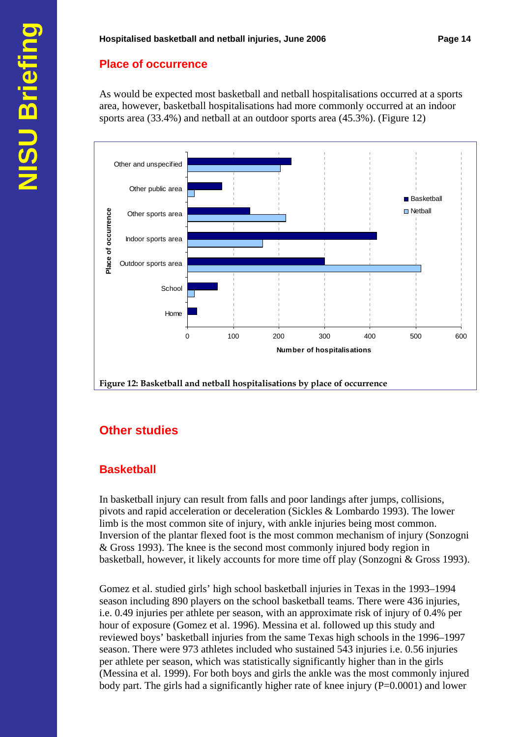## Place of occurrence

As would be expected most basketball and netball hospitalisations occurred at a sports area, however, basketball hospitalisations had more commonly occurred at an indoor sports area (33.4%) and netball at an outdoor sports area (45.3%). (Figure 12)

Place of occurrence

Other and unspecified

Other public area

Other sports area

Indoor sports area

Outdoor sports area

School

Home

0
100
200
300
400
500
600

Number of hospitalisations

Basketball

Netball

**Figure 12: Basketball and netball hospitalisations by place of occurrence**

## Other studies

### Basketball

In basketball injury can result from falls and poor landings after jumps, collisions, pivots and rapid acceleration or deceleration (Sickles & Lombardo 1993). The lower limb is the most common site of injury, with ankle injuries being most common. Inversion of the plantar flexed foot is the most common mechanism of injury (Sonzogni & Gross 1993). The knee is the second most commonly injured body region in basketball, however, it likely accounts for more time off play (Sonzogni & Gross 1993).

Gomez et al. studied girls' high school basketball injuries in Texas in the 1993–1994 season including 890 players on the school basketball teams. There were 436 injuries, i.e. 0.49 injuries per athlete per season, with an approximate risk of injury of 0.4% per hour of exposure (Gomez et al. 1996). Messina et al. followed up this study and reviewed boys' basketball injuries from the same Texas high schools in the 1996–1997 season. There were 973 athletes included who sustained 543 injuries i.e. 0.56 injuries per athlete per season, which was statistically significantly higher than in the girls (Messina et al. 1999). For both boys and girls the ankle was the most commonly injured body part. The girls had a significantly higher rate of knee injury (P=0.0001) and lower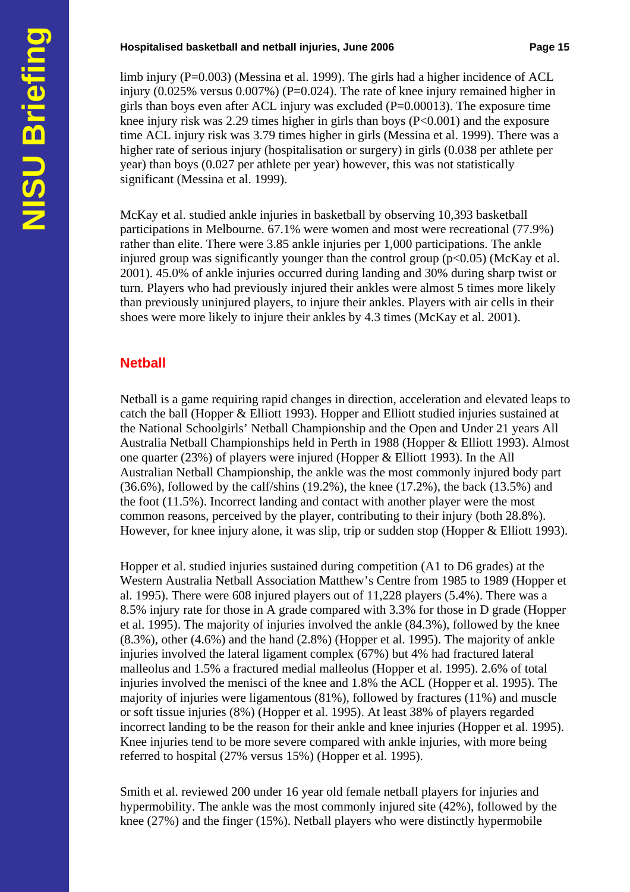limb injury (P=0.003) (Messina et al. 1999). The girls had a higher incidence of ACL injury (0.025% versus 0.007%) (P=0.024). The rate of knee injury remained higher in girls than boys even after ACL injury was excluded (P=0.00013). The exposure time knee injury risk was 2.29 times higher in girls than boys (P<0.001) and the exposure time ACL injury risk was 3.79 times higher in girls (Messina et al. 1999). There was a higher rate of serious injury (hospitalisation or surgery) in girls (0.038 per athlete per year) than boys (0.027 per athlete per year) however, this was not statistically significant (Messina et al. 1999).

McKay et al. studied ankle injuries in basketball by observing 10,393 basketball participations in Melbourne. 67.1% were women and most were recreational (77.9%) rather than elite. There were 3.85 ankle injuries per 1,000 participations. The ankle injured group was significantly younger than the control group (p<0.05) (McKay et al. 2001). 45.0% of ankle injuries occurred during landing and 30% during sharp twist or turn. Players who had previously injured their ankles were almost 5 times more likely than previously uninjured players, to injure their ankles. Players with air cells in their shoes were more likely to injure their ankles by 4.3 times (McKay et al. 2001).

## Netball

Netball is a game requiring rapid changes in direction, acceleration and elevated leaps to catch the ball (Hopper & Elliott 1993). Hopper and Elliott studied injuries sustained at the National Schoolgirls' Netball Championship and the Open and Under 21 years All Australia Netball Championships held in Perth in 1988 (Hopper & Elliott 1993). Almost one quarter (23%) of players were injured (Hopper & Elliott 1993). In the All Australian Netball Championship, the ankle was the most commonly injured body part (36.6%), followed by the calf/shins (19.2%), the knee (17.2%), the back (13.5%) and the foot (11.5%). Incorrect landing and contact with another player were the most common reasons, perceived by the player, contributing to their injury (both 28.8%). However, for knee injury alone, it was slip, trip or sudden stop (Hopper & Elliott 1993).

Hopper et al. studied injuries sustained during competition (A1 to D6 grades) at the Western Australia Netball Association Matthew's Centre from 1985 to 1989 (Hopper et al. 1995). There were 608 injured players out of 11,228 players (5.4%). There was a 8.5% injury rate for those in A grade compared with 3.3% for those in D grade (Hopper et al. 1995). The majority of injuries involved the ankle (84.3%), followed by the knee (8.3%), other (4.6%) and the hand (2.8%) (Hopper et al. 1995). The majority of ankle injuries involved the lateral ligament complex (67%) but 4% had fractured lateral malleolus and 1.5% a fractured medial malleolus (Hopper et al. 1995). 2.6% of total injuries involved the menisci of the knee and 1.8% the ACL (Hopper et al. 1995). The majority of injuries were ligamentous (81%), followed by fractures (11%) and muscle or soft tissue injuries (8%) (Hopper et al. 1995). At least 38% of players regarded incorrect landing to be the reason for their ankle and knee injuries (Hopper et al. 1995). Knee injuries tend to be more severe compared with ankle injuries, with more being referred to hospital (27% versus 15%) (Hopper et al. 1995).

Smith et al. reviewed 200 under 16 year old female netball players for injuries and hypermobility. The ankle was the most commonly injured site (42%), followed by the knee (27%) and the finger (15%). Netball players who were distinctly hypermobile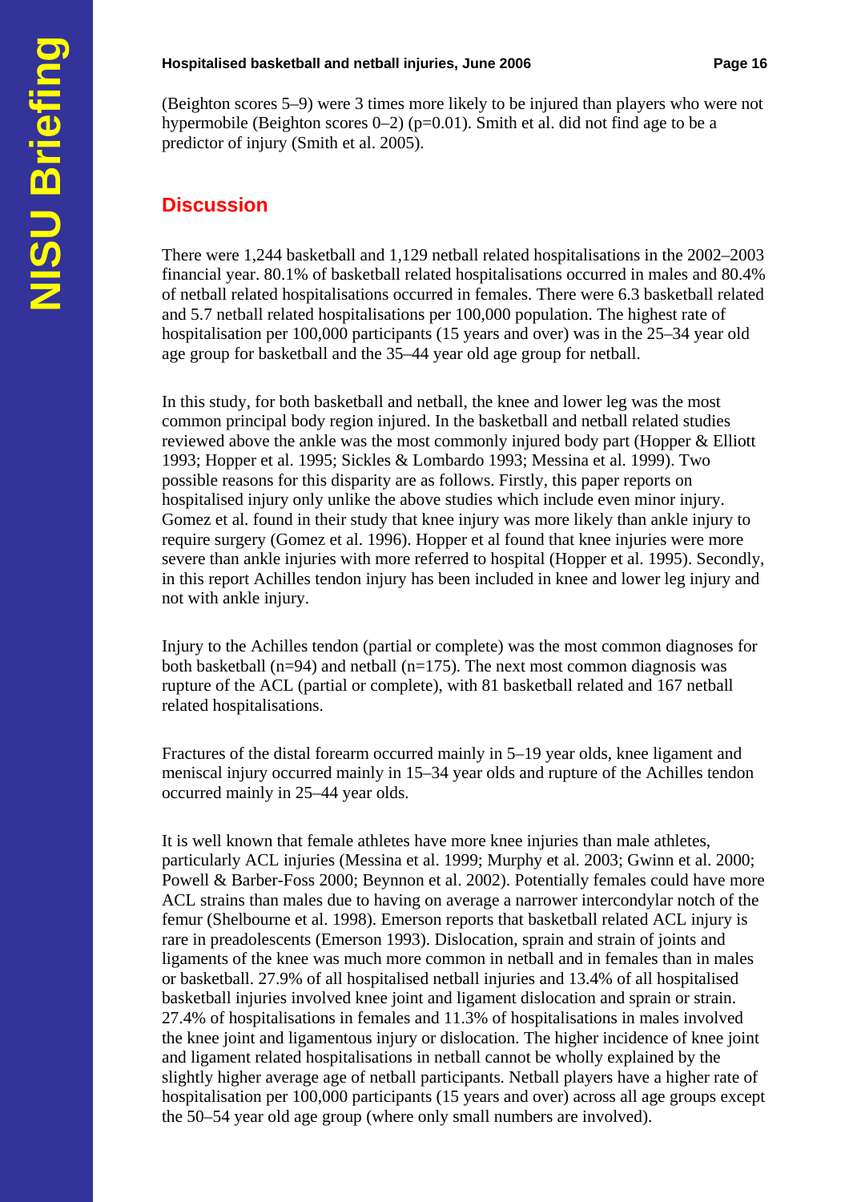(Beighton scores 5–9) were 3 times more likely to be injured than players who were not hypermobile (Beighton scores 0–2) ($p=0.01$). Smith et al. did not find age to be a predictor of injury (Smith et al. 2005).

## Discussion

There were 1,244 basketball and 1,129 netball related hospitalisations in the 2002–2003 financial year. 80.1% of basketball related hospitalisations occurred in males and 80.4% of netball related hospitalisations occurred in females. There were 6.3 basketball related and 5.7 netball related hospitalisations per 100,000 population. The highest rate of hospitalisation per 100,000 participants (15 years and over) was in the 25–34 year old age group for basketball and the 35–44 year old age group for netball.

In this study, for both basketball and netball, the knee and lower leg was the most common principal body region injured. In the basketball and netball related studies reviewed above the ankle was the most commonly injured body part (Hopper & Elliott 1993; Hopper et al. 1995; Sickles & Lombardo 1993; Messina et al. 1999). Two possible reasons for this disparity are as follows. Firstly, this paper reports on hospitalised injury only unlike the above studies which include even minor injury. Gomez et al. found in their study that knee injury was more likely than ankle injury to require surgery (Gomez et al. 1996). Hopper et al found that knee injuries were more severe than ankle injuries with more referred to hospital (Hopper et al. 1995). Secondly, in this report Achilles tendon injury has been included in knee and lower leg injury and not with ankle injury.

Injury to the Achilles tendon (partial or complete) was the most common diagnoses for both basketball (n=94) and netball (n=175). The next most common diagnosis was rupture of the ACL (partial or complete), with 81 basketball related and 167 netball related hospitalisations.

Fractures of the distal forearm occurred mainly in 5–19 year olds, knee ligament and meniscal injury occurred mainly in 15–34 year olds and rupture of the Achilles tendon occurred mainly in 25–44 year olds.

It is well known that female athletes have more knee injuries than male athletes, particularly ACL injuries (Messina et al. 1999; Murphy et al. 2003; Gwinn et al. 2000; Powell & Barber-Foss 2000; Beynnon et al. 2002). Potentially females could have more ACL strains than males due to having on average a narrower intercondylar notch of the femur (Shelbourne et al. 1998). Emerson reports that basketball related ACL injury is rare in preadolescents (Emerson 1993). Dislocation, sprain and strain of joints and ligaments of the knee was much more common in netball and in females than in males or basketball. 27.9% of all hospitalised netball injuries and 13.4% of all hospitalised basketball injuries involved knee joint and ligament dislocation and sprain or strain. 27.4% of hospitalisations in females and 11.3% of hospitalisations in males involved the knee joint and ligamentous injury or dislocation. The higher incidence of knee joint and ligament related hospitalisations in netball cannot be wholly explained by the slightly higher average age of netball participants. Netball players have a higher rate of hospitalisation per 100,000 participants (15 years and over) across all age groups except the 50–54 year old age group (where only small numbers are involved).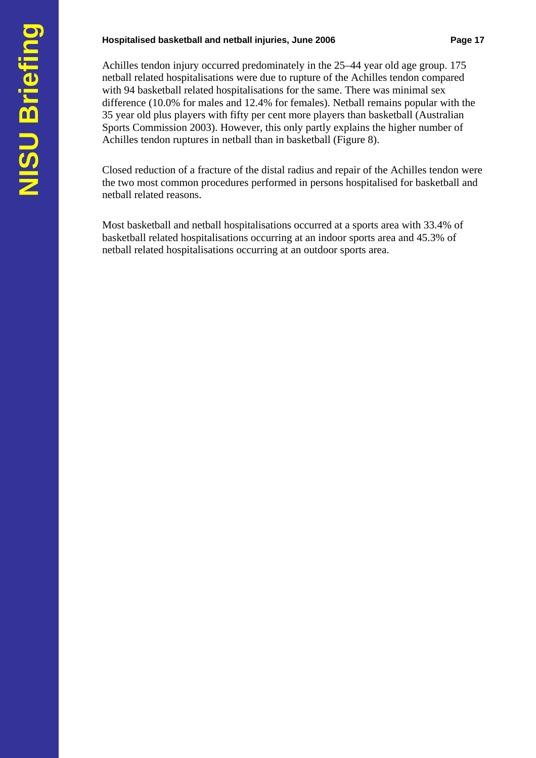Achilles tendon injury occurred predominately in the 25–44 year old age group. 175 netball related hospitalisations were due to rupture of the Achilles tendon compared with 94 basketball related hospitalisations for the same. There was minimal sex difference (10.0% for males and 12.4% for females). Netball remains popular with the 35 year old plus players with fifty per cent more players than basketball (Australian Sports Commission 2003). However, this only partly explains the higher number of Achilles tendon ruptures in netball than in basketball (Figure 8).

Closed reduction of a fracture of the distal radius and repair of the Achilles tendon were the two most common procedures performed in persons hospitalised for basketball and netball related reasons.

Most basketball and netball hospitalisations occurred at a sports area with 33.4% of basketball related hospitalisations occurring at an indoor sports area and 45.3% of netball related hospitalisations occurring at an outdoor sports area.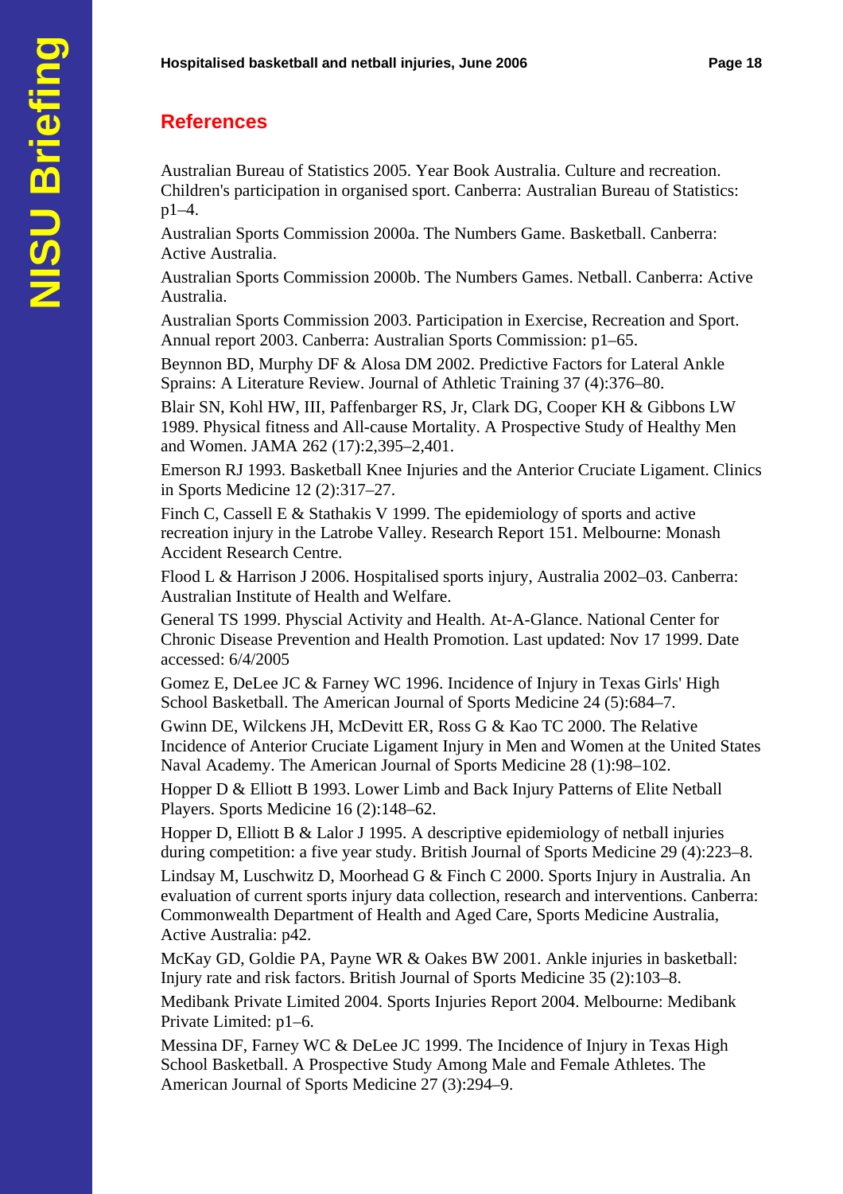## References

Australian Bureau of Statistics 2005. Year Book Australia. Culture and recreation. Children's participation in organised sport. Canberra: Australian Bureau of Statistics: p1–4.

Australian Sports Commission 2000a. The Numbers Game. Basketball. Canberra: Active Australia.

Australian Sports Commission 2000b. The Numbers Games. Netball. Canberra: Active Australia.

Australian Sports Commission 2003. Participation in Exercise, Recreation and Sport. Annual report 2003. Canberra: Australian Sports Commission: p1–65.

Beynnon BD, Murphy DF & Alosa DM 2002. Predictive Factors for Lateral Ankle Sprains: A Literature Review. Journal of Athletic Training 37 (4):376–80.

Blair SN, Kohl HW, III, Paffenbarger RS, Jr, Clark DG, Cooper KH & Gibbons LW 1989. Physical fitness and All-cause Mortality. A Prospective Study of Healthy Men and Women. JAMA 262 (17):2,395–2,401.

Emerson RJ 1993. Basketball Knee Injuries and the Anterior Cruciate Ligament. Clinics in Sports Medicine 12 (2):317–27.

Finch C, Cassell E & Stathakis V 1999. The epidemiology of sports and active recreation injury in the Latrobe Valley. Research Report 151. Melbourne: Monash Accident Research Centre.

Flood L & Harrison J 2006. Hospitalised sports injury, Australia 2002–03. Canberra: Australian Institute of Health and Welfare.

General TS 1999. Physcial Activity and Health. At-A-Glance. National Center for Chronic Disease Prevention and Health Promotion. Last updated: Nov 17 1999. Date accessed: 6/4/2005

Gomez E, DeLee JC & Farney WC 1996. Incidence of Injury in Texas Girls' High School Basketball. The American Journal of Sports Medicine 24 (5):684–7.

Gwinn DE, Wilckens JH, McDevitt ER, Ross G & Kao TC 2000. The Relative Incidence of Anterior Cruciate Ligament Injury in Men and Women at the United States Naval Academy. The American Journal of Sports Medicine 28 (1):98–102.

Hopper D & Elliott B 1993. Lower Limb and Back Injury Patterns of Elite Netball Players. Sports Medicine 16 (2):148–62.

Hopper D, Elliott B & Lalor J 1995. A descriptive epidemiology of netball injuries during competition: a five year study. British Journal of Sports Medicine 29 (4):223–8.

Lindsay M, Luschwitz D, Moorhead G & Finch C 2000. Sports Injury in Australia. An evaluation of current sports injury data collection, research and interventions. Canberra: Commonwealth Department of Health and Aged Care, Sports Medicine Australia, Active Australia: p42.

McKay GD, Goldie PA, Payne WR & Oakes BW 2001. Ankle injuries in basketball: Injury rate and risk factors. British Journal of Sports Medicine 35 (2):103–8.

Medibank Private Limited 2004. Sports Injuries Report 2004. Melbourne: Medibank Private Limited: p1–6.

Messina DF, Farney WC & DeLee JC 1999. The Incidence of Injury in Texas High School Basketball. A Prospective Study Among Male and Female Athletes. The American Journal of Sports Medicine 27 (3):294–9.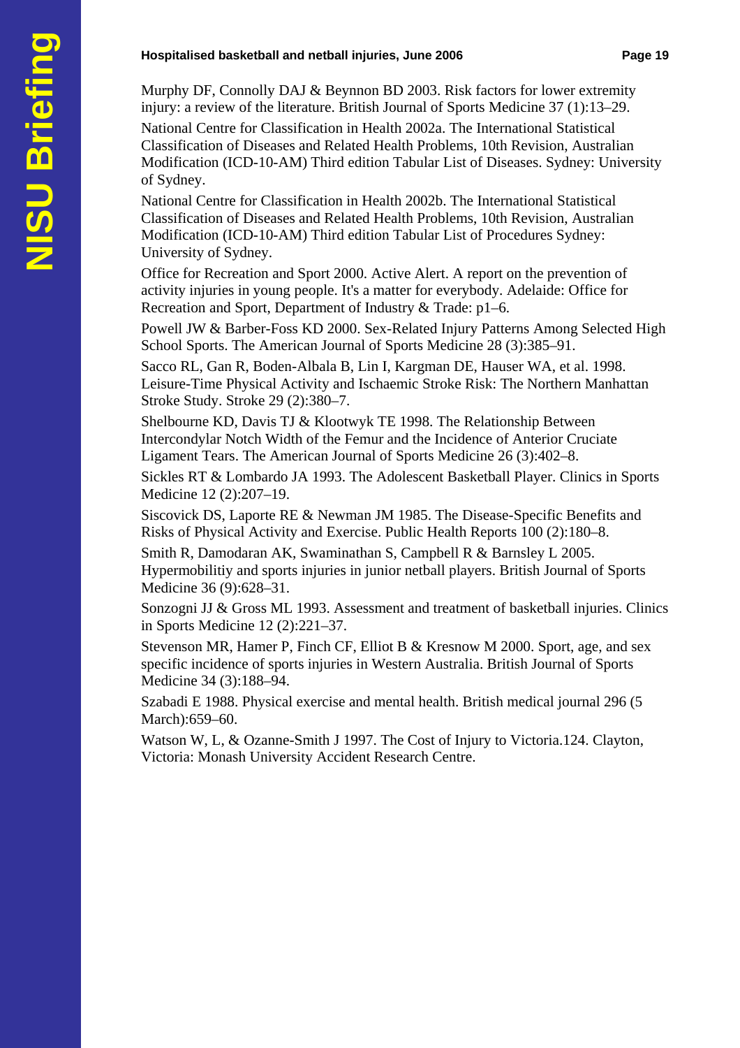Murphy DF, Connolly DAJ & Beynnon BD 2003. Risk factors for lower extremity injury: a review of the literature. British Journal of Sports Medicine 37 (1):13–29.

National Centre for Classification in Health 2002a. The International Statistical Classification of Diseases and Related Health Problems, 10th Revision, Australian Modification (ICD-10-AM) Third edition Tabular List of Diseases. Sydney: University of Sydney.

National Centre for Classification in Health 2002b. The International Statistical Classification of Diseases and Related Health Problems, 10th Revision, Australian Modification (ICD-10-AM) Third edition Tabular List of Procedures Sydney: University of Sydney.

Office for Recreation and Sport 2000. Active Alert. A report on the prevention of activity injuries in young people. It's a matter for everybody. Adelaide: Office for Recreation and Sport, Department of Industry & Trade: p1–6.

Powell JW & Barber-Foss KD 2000. Sex-Related Injury Patterns Among Selected High School Sports. The American Journal of Sports Medicine 28 (3):385–91.

Sacco RL, Gan R, Boden-Albala B, Lin I, Kargman DE, Hauser WA, et al. 1998. Leisure-Time Physical Activity and Ischaemic Stroke Risk: The Northern Manhattan Stroke Study. Stroke 29 (2):380–7.

Shelbourne KD, Davis TJ & Klootwyk TE 1998. The Relationship Between Intercondylar Notch Width of the Femur and the Incidence of Anterior Cruciate Ligament Tears. The American Journal of Sports Medicine 26 (3):402–8.

Sickles RT & Lombardo JA 1993. The Adolescent Basketball Player. Clinics in Sports Medicine 12 (2):207–19.

Siscovick DS, Laporte RE & Newman JM 1985. The Disease-Specific Benefits and Risks of Physical Activity and Exercise. Public Health Reports 100 (2):180–8.

Smith R, Damodaran AK, Swaminathan S, Campbell R & Barnsley L 2005. Hypermobilitiy and sports injuries in junior netball players. British Journal of Sports Medicine 36 (9):628–31.

Sonzogni JJ & Gross ML 1993. Assessment and treatment of basketball injuries. Clinics in Sports Medicine 12 (2):221–37.

Stevenson MR, Hamer P, Finch CF, Elliot B & Kresnow M 2000. Sport, age, and sex specific incidence of sports injuries in Western Australia. British Journal of Sports Medicine 34 (3):188–94.

Szabadi E 1988. Physical exercise and mental health. British medical journal 296 (5 March):659–60.

Watson W, L, & Ozanne-Smith J 1997. The Cost of Injury to Victoria.124. Clayton, Victoria: Monash University Accident Research Centre.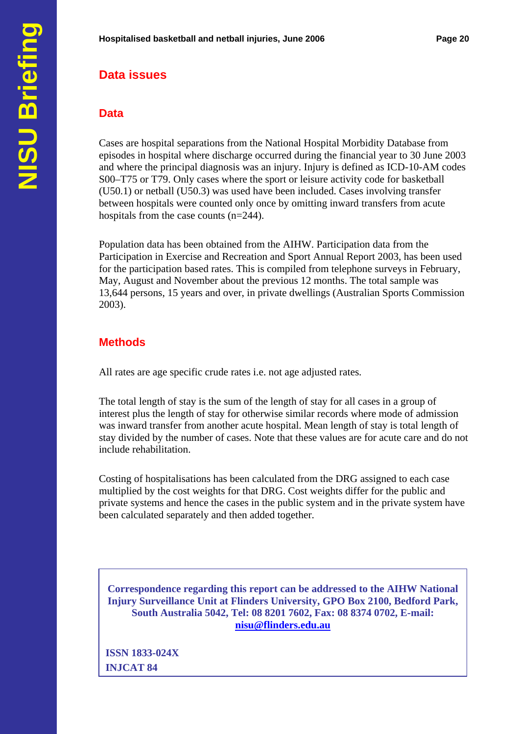## Data issues

### Data

Cases are hospital separations from the National Hospital Morbidity Database from episodes in hospital where discharge occurred during the financial year to 30 June 2003 and where the principal diagnosis was an injury. Injury is defined as ICD-10-AM codes S00–T75 or T79. Only cases where the sport or leisure activity code for basketball (U50.1) or netball (U50.3) was used have been included. Cases involving transfer between hospitals were counted only once by omitting inward transfers from acute hospitals from the case counts (n=244).

Population data has been obtained from the AIHW. Participation data from the Participation in Exercise and Recreation and Sport Annual Report 2003, has been used for the participation based rates. This is compiled from telephone surveys in February, May, August and November about the previous 12 months. The total sample was 13,644 persons, 15 years and over, in private dwellings (Australian Sports Commission 2003).

### Methods

All rates are age specific crude rates i.e. not age adjusted rates.

The total length of stay is the sum of the length of stay for all cases in a group of interest plus the length of stay for otherwise similar records where mode of admission was inward transfer from another acute hospital. Mean length of stay is total length of stay divided by the number of cases. Note that these values are for acute care and do not include rehabilitation.

Costing of hospitalisations has been calculated from the DRG assigned to each case multiplied by the cost weights for that DRG. Cost weights differ for the public and private systems and hence the cases in the public system and in the private system have been calculated separately and then added together.

**Correspondence regarding this report can be addressed to the AIHW National Injury Surveillance Unit at Flinders University, GPO Box 2100, Bedford Park, South Australia 5042, Tel: 08 8201 7602, Fax: 08 8374 0702, E-mail: nisu@flinders.edu.au**

**ISSN 1833-024X**

**INJCAT 84**